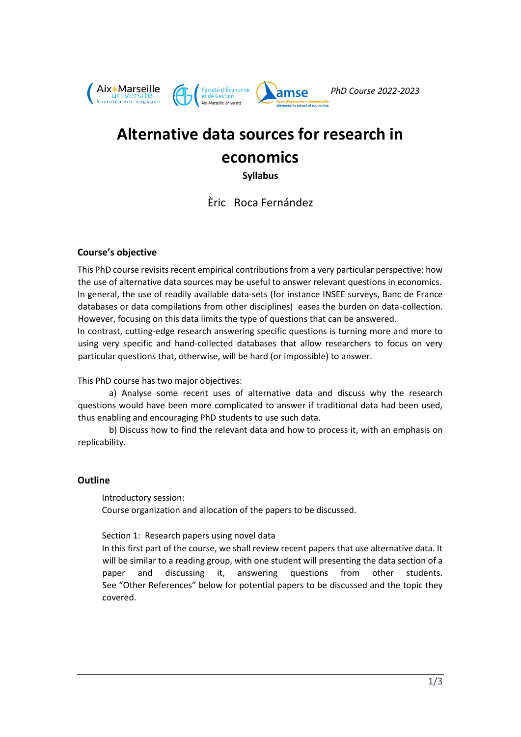PhD Course 2022-2023

# Alternative data sources for research in economics

**Syllabus**

Èric Roca Fernández

## Course's objective

This PhD course revisits recent empirical contributions from a very particular perspective: how the use of alternative data sources may be useful to answer relevant questions in economics. In general, the use of readily available data-sets (for instance INSEE surveys, Banc de France databases or data compilations from other disciplines) eases the burden on data-collection. However, focusing on this data limits the type of questions that can be answered.
In contrast, cutting-edge research answering specific questions is turning more and more to using very specific and hand-collected databases that allow researchers to focus on very particular questions that, otherwise, will be hard (or impossible) to answer.

This PhD course has two major objectives:

a) Analyse some recent uses of alternative data and discuss why the research questions would have been more complicated to answer if traditional data had been used, thus enabling and encouraging PhD students to use such data.

b) Discuss how to find the relevant data and how to process it, with an emphasis on replicability.

## Outline

Introductory session:
Course organization and allocation of the papers to be discussed.

Section 1: Research papers using novel data
In this first part of the course, we shall review recent papers that use alternative data. It will be similar to a reading group, with one student will presenting the data section of a paper and discussing it, answering questions from other students. See "Other References" below for potential papers to be discussed and the topic they covered.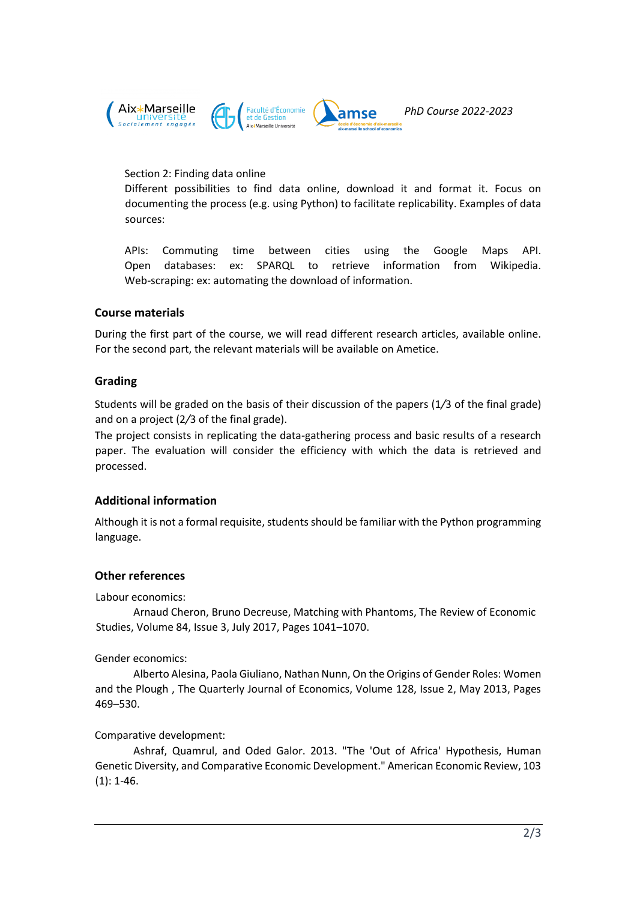Section 2: Finding data online

Different possibilities to find data online, download it and format it. Focus on documenting the process (e.g. using Python) to facilitate replicability. Examples of data sources:

APIs: Commuting time between cities using the Google Maps API.
Open databases: ex: SPARQL to retrieve information from Wikipedia.
Web-scraping: ex: automating the download of information.

## Course materials

During the first part of the course, we will read different research articles, available online. For the second part, the relevant materials will be available on Ametice.

## Grading

Students will be graded on the basis of their discussion of the papers (1/3 of the final grade) and on a project (2/3 of the final grade).

The project consists in replicating the data-gathering process and basic results of a research paper. The evaluation will consider the efficiency with which the data is retrieved and processed.

## Additional information

Although it is not a formal requisite, students should be familiar with the Python programming language.

## Other references

Labour economics:

Arnaud Cheron, Bruno Decreuse, Matching with Phantoms, The Review of Economic Studies, Volume 84, Issue 3, July 2017, Pages 1041–1070.

Gender economics:

Alberto Alesina, Paola Giuliano, Nathan Nunn, On the Origins of Gender Roles: Women and the Plough , The Quarterly Journal of Economics, Volume 128, Issue 2, May 2013, Pages 469–530.

Comparative development:

Ashraf, Quamrul, and Oded Galor. 2013. "The 'Out of Africa' Hypothesis, Human Genetic Diversity, and Comparative Economic Development." American Economic Review, 103 (1): 1-46.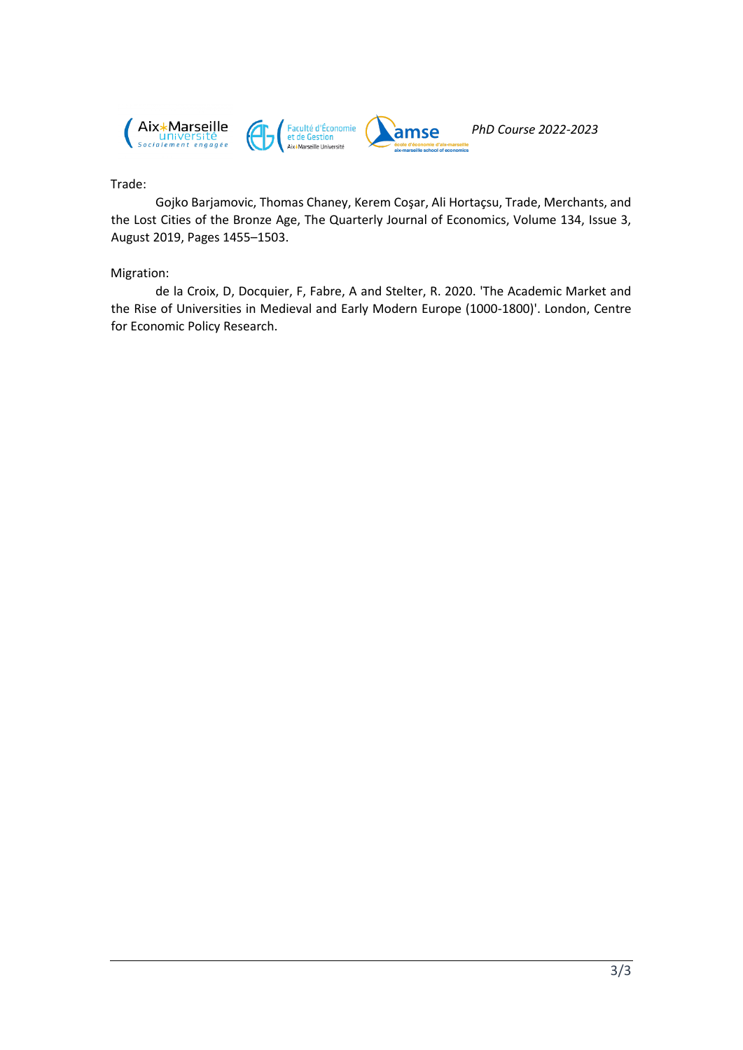Trade:

Gojko Barjamovic, Thomas Chaney, Kerem Coşar, Ali Hortaçsu, Trade, Merchants, and the Lost Cities of the Bronze Age, The Quarterly Journal of Economics, Volume 134, Issue 3, August 2019, Pages 1455–1503.

Migration:

de la Croix, D, Docquier, F, Fabre, A and Stelter, R. 2020. 'The Academic Market and the Rise of Universities in Medieval and Early Modern Europe (1000-1800)'. London, Centre for Economic Policy Research.